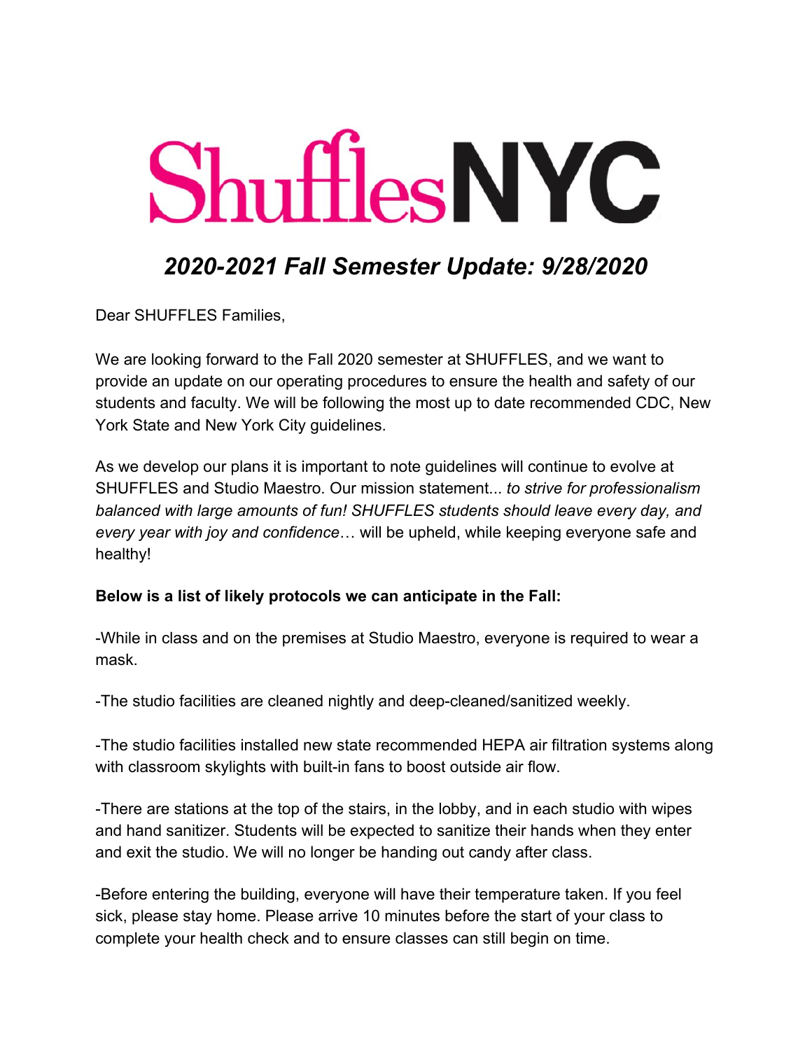# ShufflesNYC

## *2020-2021 Fall Semester Update: 9/28/2020*

Dear SHUFFLES Families,

We are looking forward to the Fall 2020 semester at SHUFFLES, and we want to provide an update on our operating procedures to ensure the health and safety of our students and faculty. We will be following the most up to date recommended CDC, New York State and New York City guidelines.

As we develop our plans it is important to note guidelines will continue to evolve at SHUFFLES and Studio Maestro. Our mission statement... *to strive for professionalism balanced with large amounts of fun! SHUFFLES students should leave every day, and every year with joy and confidence*… will be upheld, while keeping everyone safe and healthy!

**Below is a list of likely protocols we can anticipate in the Fall:**

-While in class and on the premises at Studio Maestro, everyone is required to wear a mask.

-The studio facilities are cleaned nightly and deep-cleaned/sanitized weekly.

-The studio facilities installed new state recommended HEPA air filtration systems along with classroom skylights with built-in fans to boost outside air flow.

-There are stations at the top of the stairs, in the lobby, and in each studio with wipes and hand sanitizer. Students will be expected to sanitize their hands when they enter and exit the studio. We will no longer be handing out candy after class.

-Before entering the building, everyone will have their temperature taken. If you feel sick, please stay home. Please arrive 10 minutes before the start of your class to complete your health check and to ensure classes can still begin on time.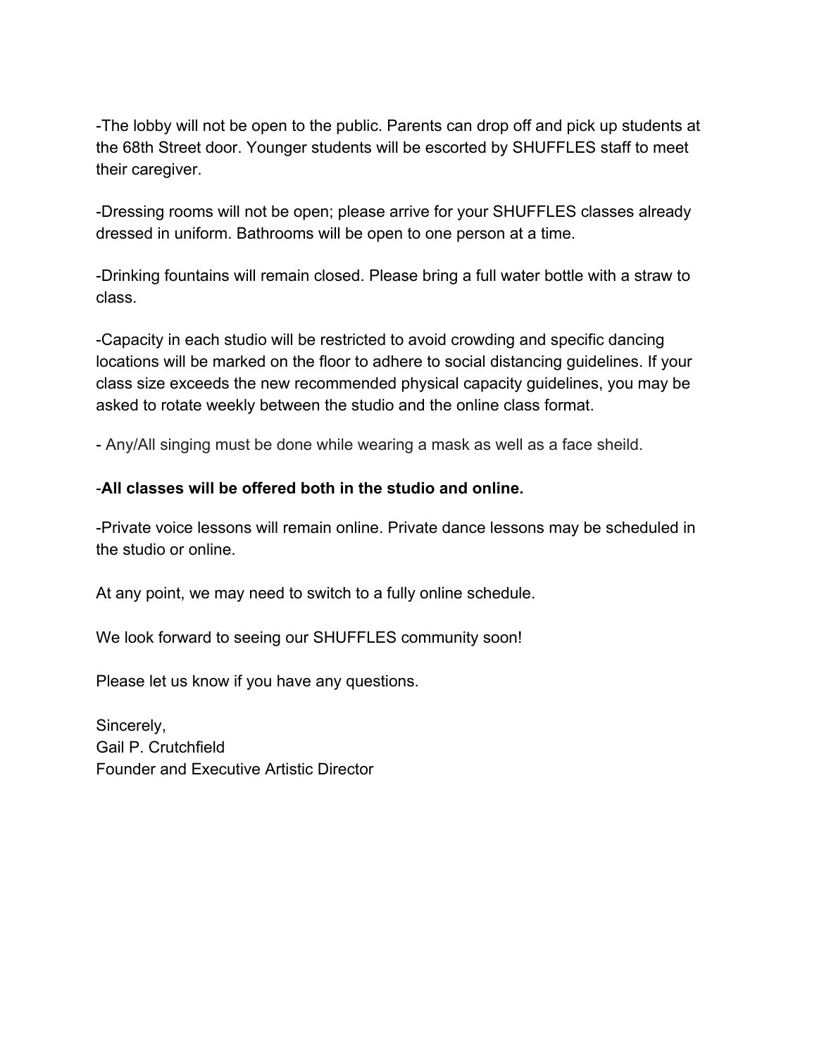-The lobby will not be open to the public. Parents can drop off and pick up students at the 68th Street door. Younger students will be escorted by SHUFFLES staff to meet their caregiver.

-Dressing rooms will not be open; please arrive for your SHUFFLES classes already dressed in uniform. Bathrooms will be open to one person at a time.

-Drinking fountains will remain closed. Please bring a full water bottle with a straw to class.

-Capacity in each studio will be restricted to avoid crowding and specific dancing locations will be marked on the floor to adhere to social distancing guidelines. If your class size exceeds the new recommended physical capacity guidelines, you may be asked to rotate weekly between the studio and the online class format.

- Any/All singing must be done while wearing a mask as well as a face sheild.

-**All classes will be offered both in the studio and online.**

-Private voice lessons will remain online. Private dance lessons may be scheduled in the studio or online.

At any point, we may need to switch to a fully online schedule.

We look forward to seeing our SHUFFLES community soon!

Please let us know if you have any questions.

Sincerely,
Gail P. Crutchfield
Founder and Executive Artistic Director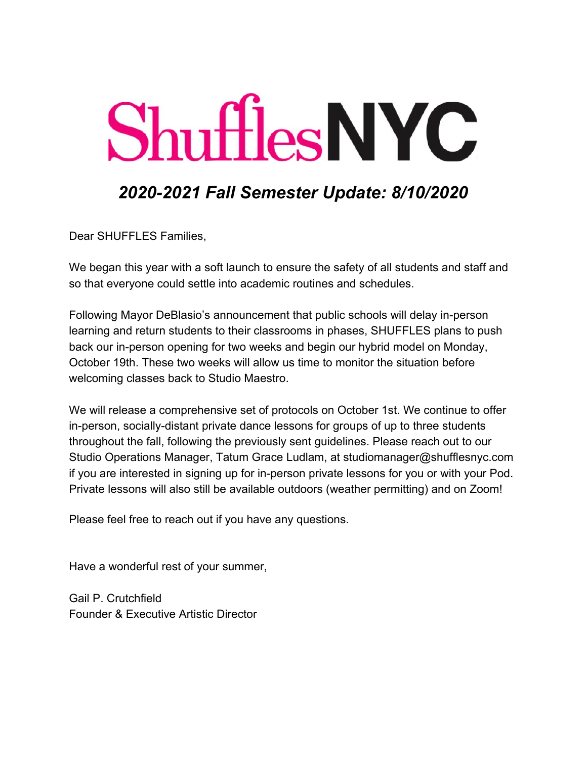# ShufflesNYC

## *2020-2021 Fall Semester Update: 8/10/2020*

Dear SHUFFLES Families,

We began this year with a soft launch to ensure the safety of all students and staff and so that everyone could settle into academic routines and schedules.

Following Mayor DeBlasio's announcement that public schools will delay in-person learning and return students to their classrooms in phases, SHUFFLES plans to push back our in-person opening for two weeks and begin our hybrid model on Monday, October 19th. These two weeks will allow us time to monitor the situation before welcoming classes back to Studio Maestro.

We will release a comprehensive set of protocols on October 1st. We continue to offer in-person, socially-distant private dance lessons for groups of up to three students throughout the fall, following the previously sent guidelines. Please reach out to our Studio Operations Manager, Tatum Grace Ludlam, at studiomanager@shufflesnyc.com if you are interested in signing up for in-person private lessons for you or with your Pod. Private lessons will also still be available outdoors (weather permitting) and on Zoom!

Please feel free to reach out if you have any questions.

Have a wonderful rest of your summer,

Gail P. Crutchfield
Founder & Executive Artistic Director